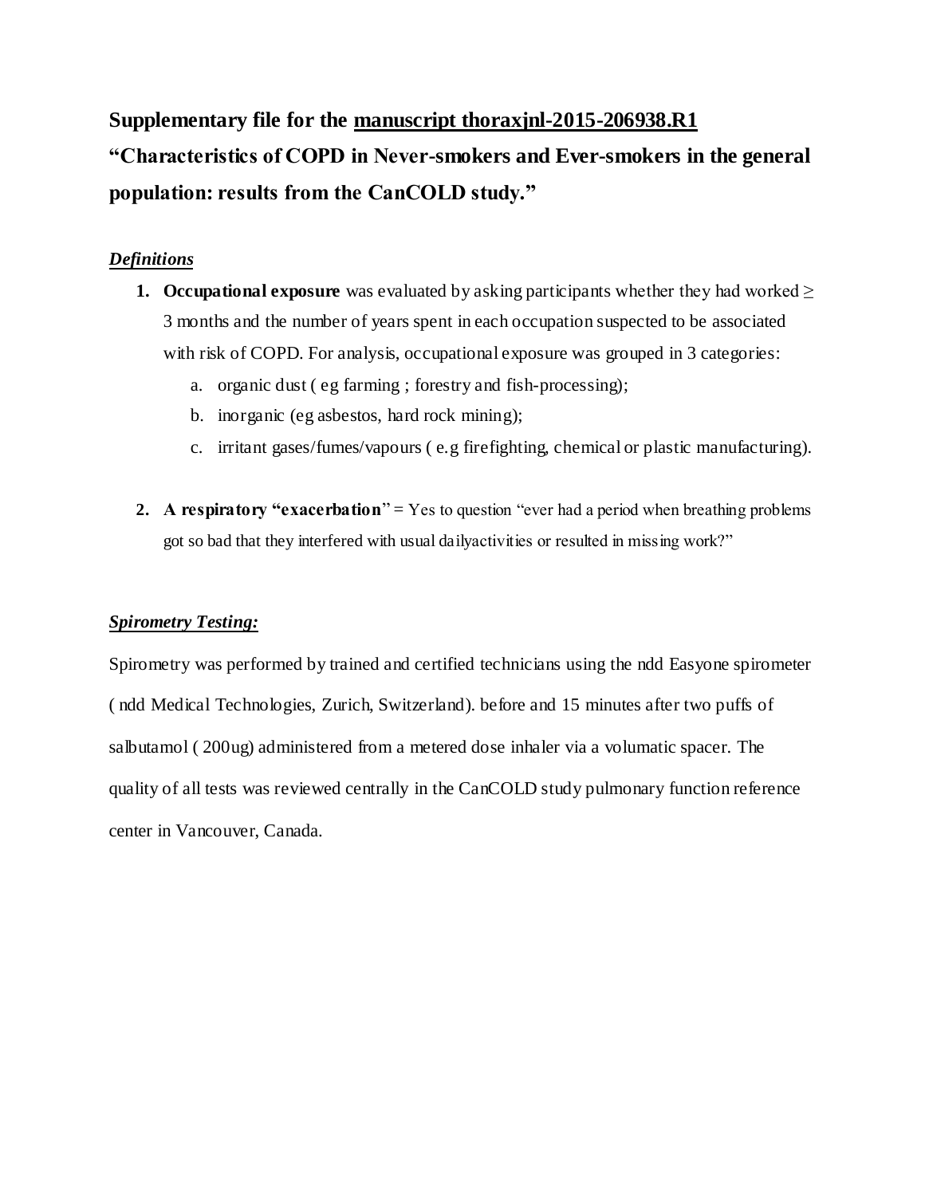**Supplementary file for the <u>manuscript thoraxjnl-2015-206938.R1</u>**

**"Characteristics of COPD in Never-smokers and Ever-smokers in the general population: results from the CanCOLD study."**

***<u>Definitions</u>***

1. **Occupational exposure** was evaluated by asking participants whether they had worked ≥ 3 months and the number of years spent in each occupation suspected to be associated with risk of COPD. For analysis, occupational exposure was grouped in 3 categories:
   a. organic dust ( eg farming ; forestry and fish-processing);
   b. inorganic (eg asbestos, hard rock mining);
   c. irritant gases/fumes/vapours ( e.g firefighting, chemical or plastic manufacturing).

2. **A respiratory "exacerbation**" = Yes to question "ever had a period when breathing problems got so bad that they interfered with usual dailyactivities or resulted in missing work?"

***<u>Spirometry Testing:</u>***

Spirometry was performed by trained and certified technicians using the ndd Easyone spirometer ( ndd Medical Technologies, Zurich, Switzerland). before and 15 minutes after two puffs of salbutamol ( 200ug) administered from a metered dose inhaler via a volumatic spacer. The quality of all tests was reviewed centrally in the CanCOLD study pulmonary function reference center in Vancouver, Canada.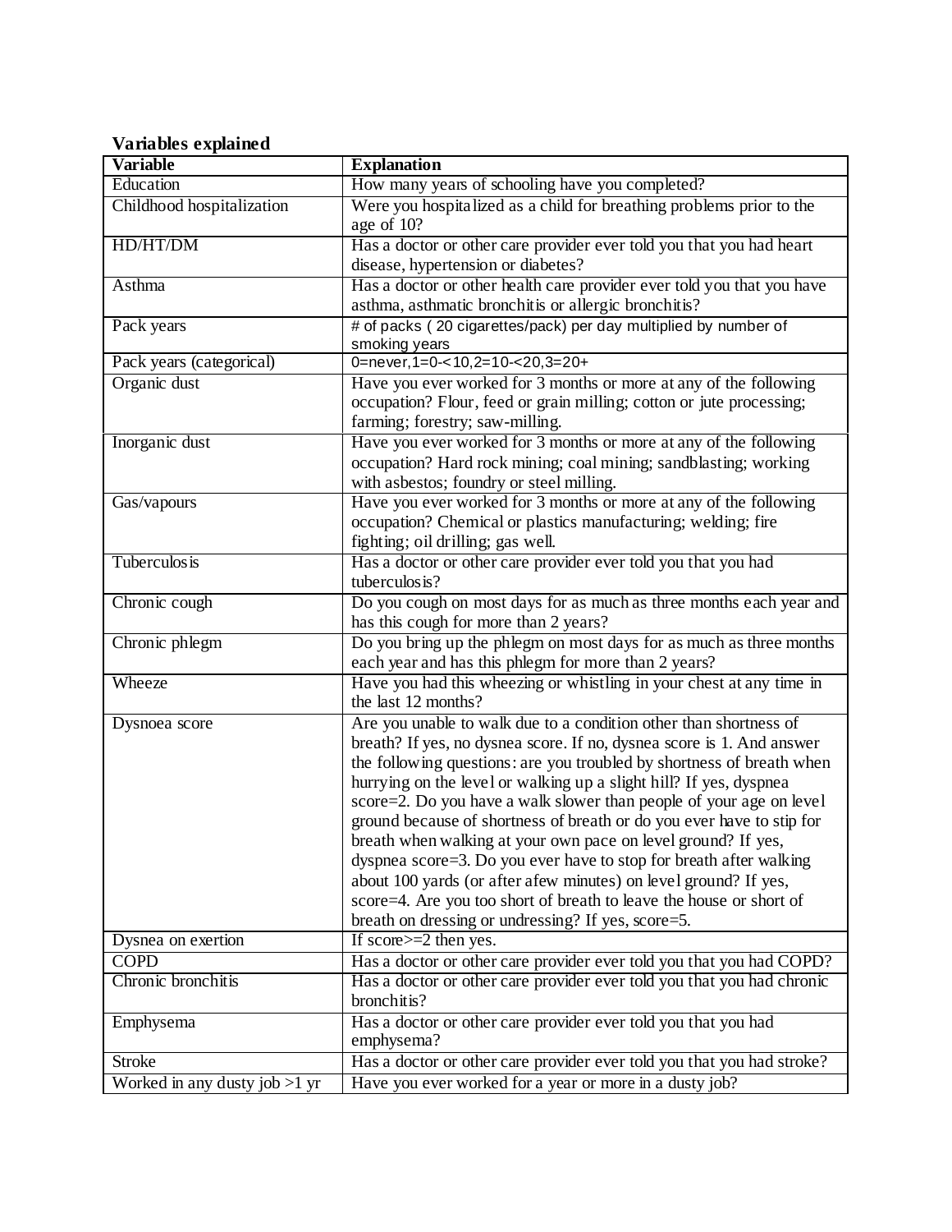**Variables explained**

| Variable | Explanation |
|---|---|
| Education | How many years of schooling have you completed? |
| Childhood hospitalization | Were you hospitalized as a child for breathing problems prior to the age of 10? |
| HD/HT/DM | Has a doctor or other care provider ever told you that you had heart disease, hypertension or diabetes? |
| Asthma | Has a doctor or other health care provider ever told you that you have asthma, asthmatic bronchitis or allergic bronchitis? |
| Pack years | # of packs ( 20 cigarettes/pack) per day multiplied by number of smoking years |
| Pack years (categorical) | 0=never,1=0-<10,2=10-<20,3=20+ |
| Organic dust | Have you ever worked for 3 months or more at any of the following occupation? Flour, feed or grain milling; cotton or jute processing; farming; forestry; saw-milling. |
| Inorganic dust | Have you ever worked for 3 months or more at any of the following occupation? Hard rock mining; coal mining; sandblasting; working with asbestos; foundry or steel milling. |
| Gas/vapours | Have you ever worked for 3 months or more at any of the following occupation? Chemical or plastics manufacturing; welding; fire fighting; oil drilling; gas well. |
| Tuberculosis | Has a doctor or other care provider ever told you that you had tuberculosis? |
| Chronic cough | Do you cough on most days for as much as three months each year and has this cough for more than 2 years? |
| Chronic phlegm | Do you bring up the phlegm on most days for as much as three months each year and has this phlegm for more than 2 years? |
| Wheeze | Have you had this wheezing or whistling in your chest at any time in the last 12 months? |
| Dysnoea score | Are you unable to walk due to a condition other than shortness of breath? If yes, no dysnea score. If no, dysnea score is 1. And answer the following questions: are you troubled by shortness of breath when hurrying on the level or walking up a slight hill? If yes, dyspnea score=2. Do you have a walk slower than people of your age on level ground because of shortness of breath or do you ever have to stip for breath when walking at your own pace on level ground? If yes, dyspnea score=3. Do you ever have to stop for breath after walking about 100 yards (or after afew minutes) on level ground? If yes, score=4. Are you too short of breath to leave the house or short of breath on dressing or undressing? If yes, score=5. |
| Dysnea on exertion | If score>=2 then yes. |
| COPD | Has a doctor or other care provider ever told you that you had COPD? |
| Chronic bronchitis | Has a doctor or other care provider ever told you that you had chronic bronchitis? |
| Emphysema | Has a doctor or other care provider ever told you that you had emphysema? |
| Stroke | Has a doctor or other care provider ever told you that you had stroke? |
| Worked in any dusty job >1 yr | Have you ever worked for a year or more in a dusty job? |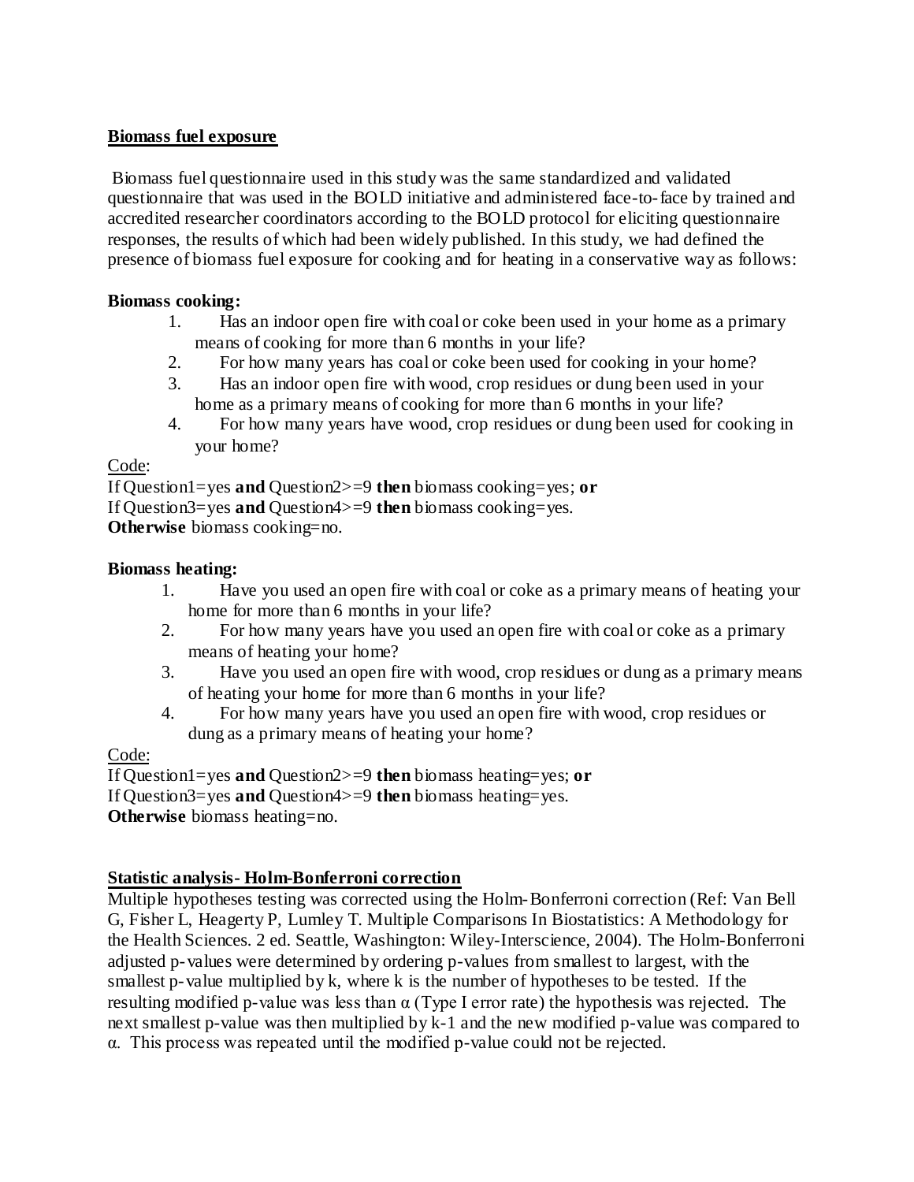## Biomass fuel exposure

Biomass fuel questionnaire used in this study was the same standardized and validated questionnaire that was used in the BOLD initiative and administered face-to-face by trained and accredited researcher coordinators according to the BOLD protocol for eliciting questionnaire responses, the results of which had been widely published. In this study, we had defined the presence of biomass fuel exposure for cooking and for heating in a conservative way as follows:

**Biomass cooking:**

1. Has an indoor open fire with coal or coke been used in your home as a primary means of cooking for more than 6 months in your life?
2. For how many years has coal or coke been used for cooking in your home?
3. Has an indoor open fire with wood, crop residues or dung been used in your home as a primary means of cooking for more than 6 months in your life?
4. For how many years have wood, crop residues or dung been used for cooking in your home?

Code:

If Question1=yes **and** Question2>=9 **then** biomass cooking=yes; **or**
If Question3=yes **and** Question4>=9 **then** biomass cooking=yes.
**Otherwise** biomass cooking=no.

**Biomass heating:**

1. Have you used an open fire with coal or coke as a primary means of heating your home for more than 6 months in your life?
2. For how many years have you used an open fire with coal or coke as a primary means of heating your home?
3. Have you used an open fire with wood, crop residues or dung as a primary means of heating your home for more than 6 months in your life?
4. For how many years have you used an open fire with wood, crop residues or dung as a primary means of heating your home?

Code:

If Question1=yes **and** Question2>=9 **then** biomass heating=yes; **or**
If Question3=yes **and** Question4>=9 **then** biomass heating=yes.
**Otherwise** biomass heating=no.

## Statistic analysis- Holm-Bonferroni correction

Multiple hypotheses testing was corrected using the Holm-Bonferroni correction (Ref: Van Bell G, Fisher L, Heagerty P, Lumley T. Multiple Comparisons In Biostatistics: A Methodology for the Health Sciences. 2 ed. Seattle, Washington: Wiley-Interscience, 2004). The Holm-Bonferroni adjusted p-values were determined by ordering p-values from smallest to largest, with the smallest p-value multiplied by k, where k is the number of hypotheses to be tested. If the resulting modified p-value was less than $\alpha$ (Type I error rate) the hypothesis was rejected. The next smallest p-value was then multiplied by k-1 and the new modified p-value was compared to $\alpha$. This process was repeated until the modified p-value could not be rejected.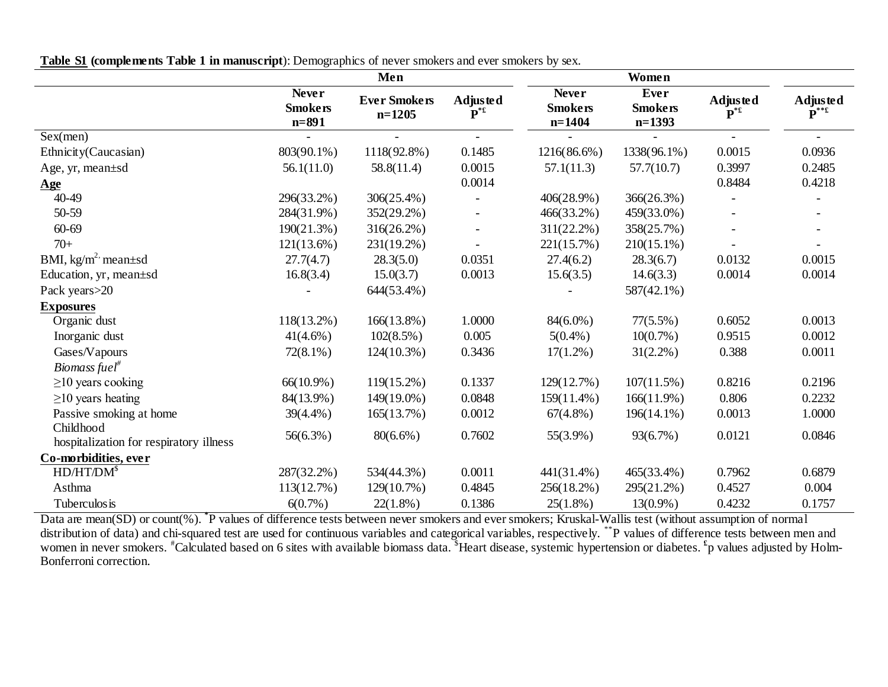**Table S1** **(complements Table 1 in manuscript)**: Demographics of never smokers and ever smokers by sex.

| | Men | | | Women | | | |
|---|---|---|---|---|---|---|---|
| | **Never Smokers n=891** | **Ever Smokers n=1205** | **Adjusted P*£** | **Never Smokers n=1404** | **Ever Smokers n=1393** | **Adjusted P*£** | **Adjusted P**£** |
| Sex(men) | - | - | - | - | - | - | - |
| Ethnicity(Caucasian) | 803(90.1%) | 1118(92.8%) | 0.1485 | 1216(86.6%) | 1338(96.1%) | 0.0015 | 0.0936 |
| Age, yr, mean±sd | 56.1(11.0) | 58.8(11.4) | 0.0015 | 57.1(11.3) | 57.7(10.7) | 0.3997 | 0.2485 |
| **Age** | | | 0.0014 | | | 0.8484 | 0.4218 |
| 40-49 | 296(33.2%) | 306(25.4%) | - | 406(28.9%) | 366(26.3%) | - | - |
| 50-59 | 284(31.9%) | 352(29.2%) | - | 466(33.2%) | 459(33.0%) | - | - |
| 60-69 | 190(21.3%) | 316(26.2%) | - | 311(22.2%) | 358(25.7%) | - | - |
| 70+ | 121(13.6%) | 231(19.2%) | - | 221(15.7%) | 210(15.1%) | - | - |
| BMI, $kg/m^2$, mean±sd | 27.7(4.7) | 28.3(5.0) | 0.0351 | 27.4(6.2) | 28.3(6.7) | 0.0132 | 0.0015 |
| Education, yr, mean±sd | 16.8(3.4) | 15.0(3.7) | 0.0013 | 15.6(3.5) | 14.6(3.3) | 0.0014 | 0.0014 |
| Pack years>20 | - | 644(53.4%) | | - | 587(42.1%) | | |
| **Exposures** | | | | | | | |
| Organic dust | 118(13.2%) | 166(13.8%) | 1.0000 | 84(6.0%) | 77(5.5%) | 0.6052 | 0.0013 |
| Inorganic dust | 41(4.6%) | 102(8.5%) | 0.005 | 5(0.4%) | 10(0.7%) | 0.9515 | 0.0012 |
| Gases/Vapours | 72(8.1%) | 124(10.3%) | 0.3436 | 17(1.2%) | 31(2.2%) | 0.388 | 0.0011 |
| *Biomass fuel#* | | | | | | | |
| ≥10 years cooking | 66(10.9%) | 119(15.2%) | 0.1337 | 129(12.7%) | 107(11.5%) | 0.8216 | 0.2196 |
| ≥10 years heating | 84(13.9%) | 149(19.0%) | 0.0848 | 159(11.4%) | 166(11.9%) | 0.806 | 0.2232 |
| Passive smoking at home | 39(4.4%) | 165(13.7%) | 0.0012 | 67(4.8%) | 196(14.1%) | 0.0013 | 1.0000 |
| Childhood hospitalization for respiratory illness | 56(6.3%) | 80(6.6%) | 0.7602 | 55(3.9%) | 93(6.7%) | 0.0121 | 0.0846 |
| **Co-morbidities, ever** | | | | | | | |
| HD/HT/DM$ | 287(32.2%) | 534(44.3%) | 0.0011 | 441(31.4%) | 465(33.4%) | 0.7962 | 0.6879 |
| Asthma | 113(12.7%) | 129(10.7%) | 0.4845 | 256(18.2%) | 295(21.2%) | 0.4527 | 0.004 |
| Tuberculosis | 6(0.7%) | 22(1.8%) | 0.1386 | 25(1.8%) | 13(0.9%) | 0.4232 | 0.1757 |

Data are mean(SD) or count(%). *P values of difference tests between never smokers and ever smokers; Kruskal-Wallis test (without assumption of normal distribution of data) and chi-squared test are used for continuous variables and categorical variables, respectively. **P values of difference tests between men and women in never smokers. #Calculated based on 6 sites with available biomass data. $Heart disease, systemic hypertension or diabetes. £p values adjusted by Holm-Bonferroni correction.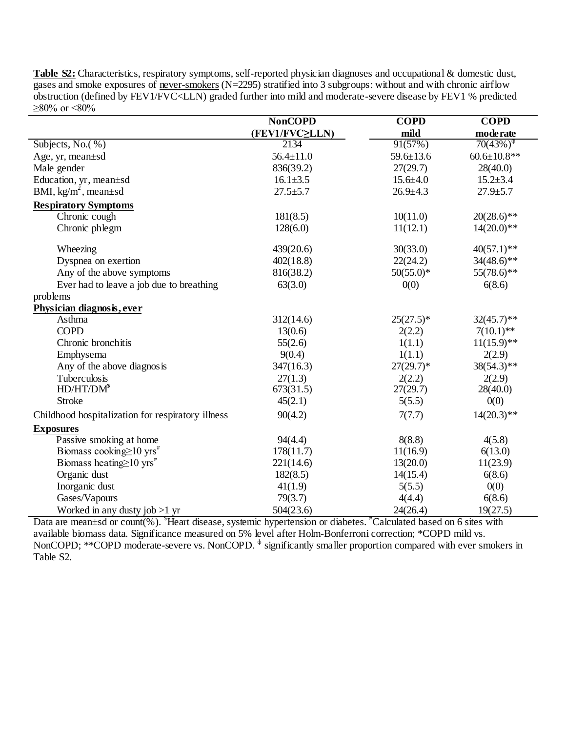**Table S2:** Characteristics, respiratory symptoms, self-reported physician diagnoses and occupational & domestic dust, gases and smoke exposures of never-smokers (N=2295) stratified into 3 subgroups: without and with chronic airflow obstruction (defined by FEV1/FVC<LLN) graded further into mild and moderate-severe disease by FEV1 % predicted ≥80% or <80%

| | NonCOPD (FEV1/FVC≥LLN) | COPD mild | COPD moderate |
|---|---|---|---|
| Subjects, No.(%) | 2134 | 91(57%) | 70(43%)$^{\phi}$ |
| Age, yr, mean±sd | 56.4±11.0 | 59.6±13.6 | 60.6±10.8** |
| Male gender | 836(39.2) | 27(29.7) | 28(40.0) |
| Education, yr, mean±sd | 16.1±3.5 | 15.6±4.0 | 15.2±3.4 |
| BMI, kg/m$^2$, mean±sd | 27.5±5.7 | 26.9±4.3 | 27.9±5.7 |
| **Respiratory Symptoms** | | | |
| Chronic cough | 181(8.5) | 10(11.0) | 20(28.6)** |
| Chronic phlegm | 128(6.0) | 11(12.1) | 14(20.0)** |
| Wheezing | 439(20.6) | 30(33.0) | 40(57.1)** |
| Dyspnea on exertion | 402(18.8) | 22(24.2) | 34(48.6)** |
| Any of the above symptoms | 816(38.2) | 50(55.0)* | 55(78.6)** |
| Ever had to leave a job due to breathing problems | 63(3.0) | 0(0) | 6(8.6) |
| **Physician diagnosis, ever** | | | |
| Asthma | 312(14.6) | 25(27.5)* | 32(45.7)** |
| COPD | 13(0.6) | 2(2.2) | 7(10.1)** |
| Chronic bronchitis | 55(2.6) | 1(1.1) | 11(15.9)** |
| Emphysema | 9(0.4) | 1(1.1) | 2(2.9) |
| Any of the above diagnosis | 347(16.3) | 27(29.7)* | 38(54.3)** |
| Tuberculosis | 27(1.3) | 2(2.2) | 2(2.9) |
| HD/HT/DM$^{\$}$ | 673(31.5) | 27(29.7) | 28(40.0) |
| Stroke | 45(2.1) | 5(5.5) | 0(0) |
| Childhood hospitalization for respiratory illness | 90(4.2) | 7(7.7) | 14(20.3)** |
| **Exposures** | | | |
| Passive smoking at home | 94(4.4) | 8(8.8) | 4(5.8) |
| Biomass cooking≥10 yrs$^{\#}$ | 178(11.7) | 11(16.9) | 6(13.0) |
| Biomass heating≥10 yrs$^{\#}$ | 221(14.6) | 13(20.0) | 11(23.9) |
| Organic dust | 182(8.5) | 14(15.4) | 6(8.6) |
| Inorganic dust | 41(1.9) | 5(5.5) | 0(0) |
| Gases/Vapours | 79(3.7) | 4(4.4) | 6(8.6) |
| Worked in any dusty job >1 yr | 504(23.6) | 24(26.4) | 19(27.5) |

Data are mean±sd or count(%). $^{\$}$Heart disease, systemic hypertension or diabetes. $^{\#}$Calculated based on 6 sites with available biomass data. Significance measured on 5% level after Holm-Bonferroni correction; *COPD mild vs. NonCOPD; **COPD moderate-severe vs. NonCOPD. $^{\phi}$ significantly smaller proportion compared with ever smokers in Table S2.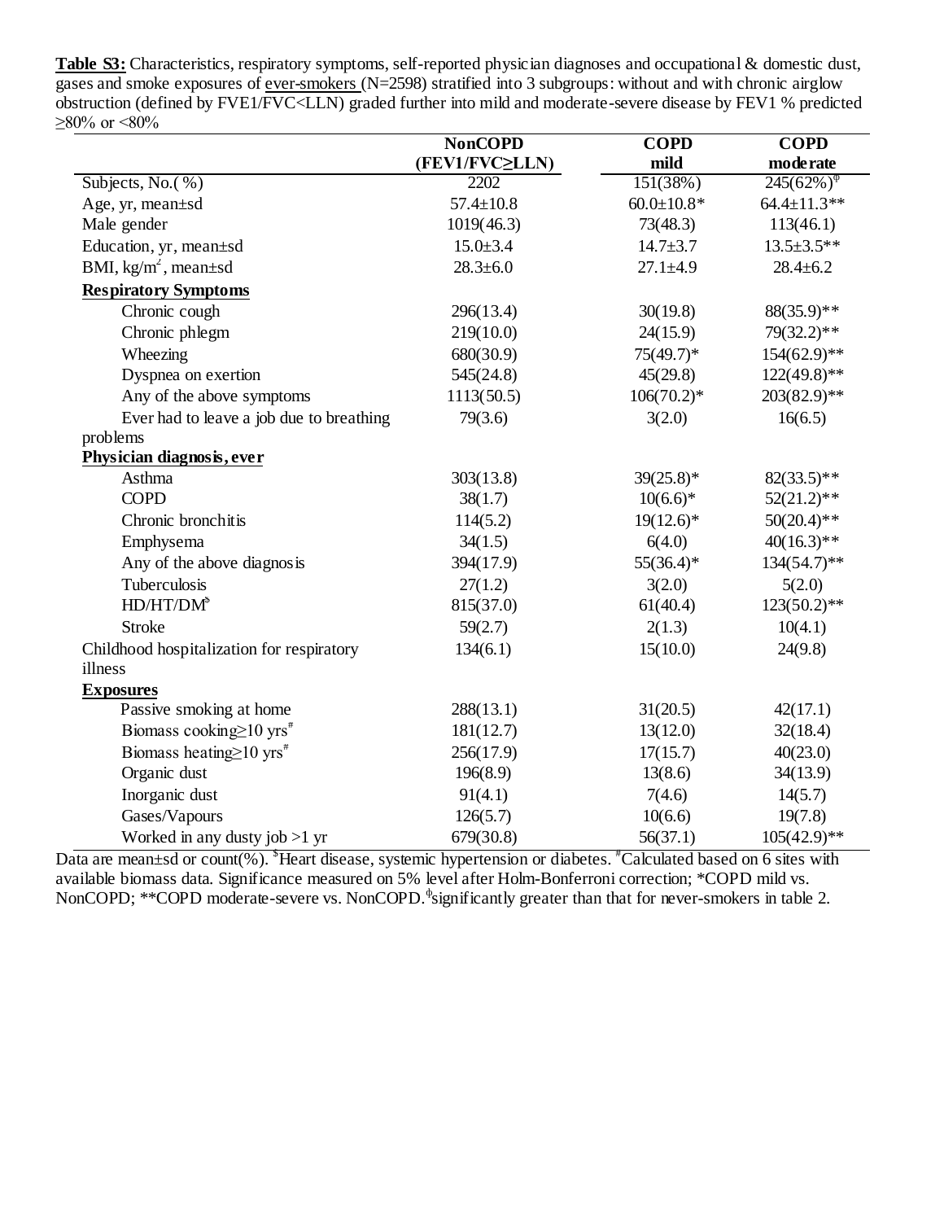**Table S3:** Characteristics, respiratory symptoms, self-reported physician diagnoses and occupational & domestic dust, gases and smoke exposures of ever-smokers (N=2598) stratified into 3 subgroups: without and with chronic airglow obstruction (defined by FVE1/FVC<LLN) graded further into mild and moderate-severe disease by FEV1 % predicted ≥80% or <80%

| | NonCOPD (FEV1/FVC≥LLN) | COPD mild | COPD moderate |
|---|---|---|---|
| Subjects, No.(%) | 2202 | 151(38%) | 245(62%)[ɸ] |
| Age, yr, mean±sd | 57.4±10.8 | 60.0±10.8* | 64.4±11.3** |
| Male gender | 1019(46.3) | 73(48.3) | 113(46.1) |
| Education, yr, mean±sd | 15.0±3.4 | 14.7±3.7 | 13.5±3.5** |
| BMI, $kg/m^2$, mean±sd | 28.3±6.0 | 27.1±4.9 | 28.4±6.2 |
| **Respiratory Symptoms** | | | |
| Chronic cough | 296(13.4) | 30(19.8) | 88(35.9)** |
| Chronic phlegm | 219(10.0) | 24(15.9) | 79(32.2)** |
| Wheezing | 680(30.9) | 75(49.7)* | 154(62.9)** |
| Dyspnea on exertion | 545(24.8) | 45(29.8) | 122(49.8)** |
| Any of the above symptoms | 1113(50.5) | 106(70.2)* | 203(82.9)** |
| Ever had to leave a job due to breathing problems | 79(3.6) | 3(2.0) | 16(6.5) |
| **Physician diagnosis, ever** | | | |
| Asthma | 303(13.8) | 39(25.8)* | 82(33.5)** |
| COPD | 38(1.7) | 10(6.6)* | 52(21.2)** |
| Chronic bronchitis | 114(5.2) | 19(12.6)* | 50(20.4)** |
| Emphysema | 34(1.5) | 6(4.0) | 40(16.3)** |
| Any of the above diagnosis | 394(17.9) | 55(36.4)* | 134(54.7)** |
| Tuberculosis | 27(1.2) | 3(2.0) | 5(2.0) |
| HD/HT/DM[$] | 815(37.0) | 61(40.4) | 123(50.2)** |
| Stroke | 59(2.7) | 2(1.3) | 10(4.1) |
| Childhood hospitalization for respiratory illness | 134(6.1) | 15(10.0) | 24(9.8) |
| **Exposures** | | | |
| Passive smoking at home | 288(13.1) | 31(20.5) | 42(17.1) |
| Biomass cooking≥10 yrs[#] | 181(12.7) | 13(12.0) | 32(18.4) |
| Biomass heating≥10 yrs[#] | 256(17.9) | 17(15.7) | 40(23.0) |
| Organic dust | 196(8.9) | 13(8.6) | 34(13.9) |
| Inorganic dust | 91(4.1) | 7(4.6) | 14(5.7) |
| Gases/Vapours | 126(5.7) | 10(6.6) | 19(7.8) |
| Worked in any dusty job >1 yr | 679(30.8) | 56(37.1) | 105(42.9)** |

Data are mean±sd or count(%). [$]Heart disease, systemic hypertension or diabetes. [#]Calculated based on 6 sites with available biomass data. Significance measured on 5% level after Holm-Bonferroni correction; *COPD mild vs. NonCOPD; **COPD moderate-severe vs. NonCOPD. [ɸ]significantly greater than that for never-smokers in table 2.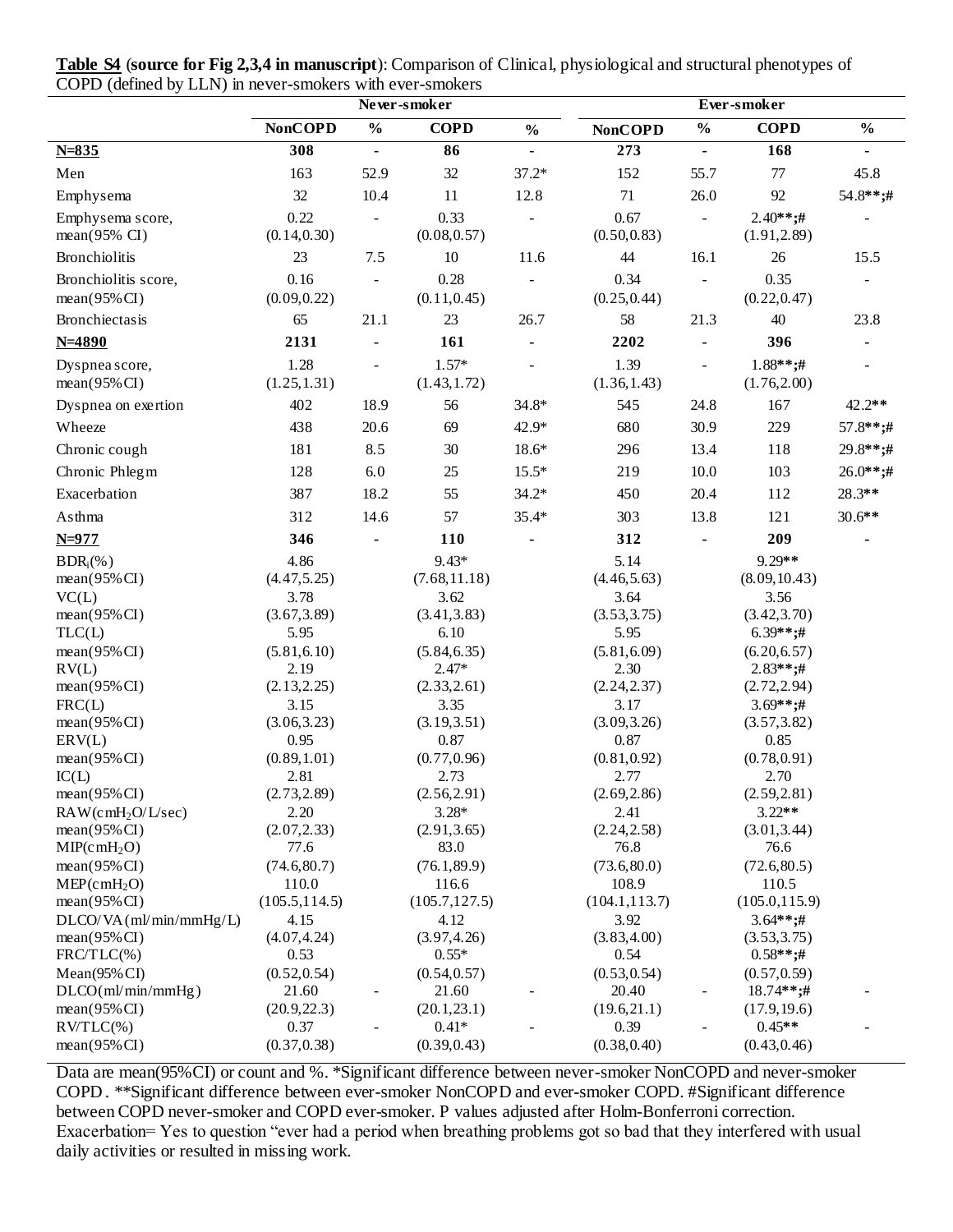**Table S4** (**source for Fig 2,3,4 in manuscript**): Comparison of Clinical, physiological and structural phenotypes of COPD (defined by LLN) in never-smokers with ever-smokers

| | Never-smoker | | | | Ever-smoker | | | |
|---|---|---|---|---|---|---|---|---|
| | **NonCOPD** | **%** | **COPD** | **%** | **NonCOPD** | **%** | **COPD** | **%** |
| **N=835** | **308** | - | **86** | - | **273** | - | **168** | - |
| Men | 163 | 52.9 | 32 | 37.2* | 152 | 55.7 | 77 | 45.8 |
| Emphysema | 32 | 10.4 | 11 | 12.8 | 71 | 26.0 | 92 | 54.8**;# |
| Emphysema score, mean(95% CI) | 0.22 (0.14,0.30) | - | 0.33 (0.08,0.57) | - | 0.67 (0.50,0.83) | - | 2.40**;# (1.91,2.89) | - |
| Bronchiolitis | 23 | 7.5 | 10 | 11.6 | 44 | 16.1 | 26 | 15.5 |
| Bronchiolitis score, mean(95%CI) | 0.16 (0.09,0.22) | - | 0.28 (0.11,0.45) | - | 0.34 (0.25,0.44) | - | 0.35 (0.22,0.47) | - |
| Bronchiectasis | 65 | 21.1 | 23 | 26.7 | 58 | 21.3 | 40 | 23.8 |
| **N=4890** | **2131** | - | **161** | - | **2202** | - | **396** | - |
| Dyspnea score, mean(95%CI) | 1.28 (1.25,1.31) | - | 1.57* (1.43,1.72) | - | 1.39 (1.36,1.43) | - | 1.88**;# (1.76,2.00) | - |
| Dyspnea on exertion | 402 | 18.9 | 56 | 34.8* | 545 | 24.8 | 167 | 42.2** |
| Wheeze | 438 | 20.6 | 69 | 42.9* | 680 | 30.9 | 229 | 57.8**;# |
| Chronic cough | 181 | 8.5 | 30 | 18.6* | 296 | 13.4 | 118 | 29.8**;# |
| Chronic Phlegm | 128 | 6.0 | 25 | 15.5* | 219 | 10.0 | 103 | 26.0**;# |
| Exacerbation | 387 | 18.2 | 55 | 34.2* | 450 | 20.4 | 112 | 28.3** |
| Asthma | 312 | 14.6 | 57 | 35.4* | 303 | 13.8 | 121 | 30.6** |
| **N=977** | **346** | - | **110** | - | **312** | - | **209** | - |
| $BDR_i$(%) mean(95%CI) | 4.86 (4.47,5.25) | | 9.43* (7.68,11.18) | | 5.14 (4.46,5.63) | | 9.29** (8.09,10.43) | |
| VC(L) mean(95%CI) | 3.78 (3.67,3.89) | | 3.62 (3.41,3.83) | | 3.64 (3.53,3.75) | | 3.56 (3.42,3.70) | |
| TLC(L) mean(95%CI) | 5.95 (5.81,6.10) | | 6.10 (5.84,6.35) | | 5.95 (5.81,6.09) | | 6.39**;# (6.20,6.57) | |
| RV(L) mean(95%CI) | 2.19 (2.13,2.25) | | 2.47* (2.33,2.61) | | 2.30 (2.24,2.37) | | 2.83**;# (2.72,2.94) | |
| FRC(L) mean(95%CI) | 3.15 (3.06,3.23) | | 3.35 (3.19,3.51) | | 3.17 (3.09,3.26) | | 3.69**;# (3.57,3.82) | |
| ERV(L) mean(95%CI) | 0.95 (0.89,1.01) | | 0.87 (0.77,0.96) | | 0.87 (0.81,0.92) | | 0.85 (0.78,0.91) | |
| IC(L) mean(95%CI) | 2.81 (2.73,2.89) | | 2.73 (2.56,2.91) | | 2.77 (2.69,2.86) | | 2.70 (2.59,2.81) | |
| RAW($cmH_2O$/L/sec) mean(95%CI) | 2.20 (2.07,2.33) | | 3.28* (2.91,3.65) | | 2.41 (2.24,2.58) | | 3.22** (3.01,3.44) | |
| MIP($cmH_2O$) mean(95%CI) | 77.6 (74.6,80.7) | | 83.0 (76.1,89.9) | | 76.8 (73.6,80.0) | | 76.6 (72.6,80.5) | |
| MEP($cmH_2O$) mean(95%CI) | 110.0 (105.5,114.5) | | 116.6 (105.7,127.5) | | 108.9 (104.1,113.7) | | 110.5 (105.0,115.9) | |
| DLCO/VA(ml/min/mmHg/L) mean(95%CI) | 4.15 (4.07,4.24) | | 4.12 (3.97,4.26) | | 3.92 (3.83,4.00) | | 3.64**;# (3.53,3.75) | |
| FRC/TLC(%) Mean(95%CI) | 0.53 (0.52,0.54) | | 0.55* (0.54,0.57) | | 0.54 (0.53,0.54) | | 0.58**;# (0.57,0.59) | |
| DLCO(ml/min/mmHg) mean(95%CI) | 21.60 (20.9,22.3) | - | 21.60 (20.1,23.1) | - | 20.40 (19.6,21.1) | - | 18.74**;# (17.9,19.6) | - |
| RV/TLC(%) mean(95%CI) | 0.37 (0.37,0.38) | - | 0.41* (0.39,0.43) | - | 0.39 (0.38,0.40) | - | 0.45** (0.43,0.46) | - |

Data are mean(95%CI) or count and %. *Significant difference between never-smoker NonCOPD and never-smoker COPD. **Significant difference between ever-smoker NonCOPD and ever-smoker COPD. #Significant difference between COPD never-smoker and COPD ever-smoker. P values adjusted after Holm-Bonferroni correction. Exacerbation= Yes to question "ever had a period when breathing problems got so bad that they interfered with usual daily activities or resulted in missing work.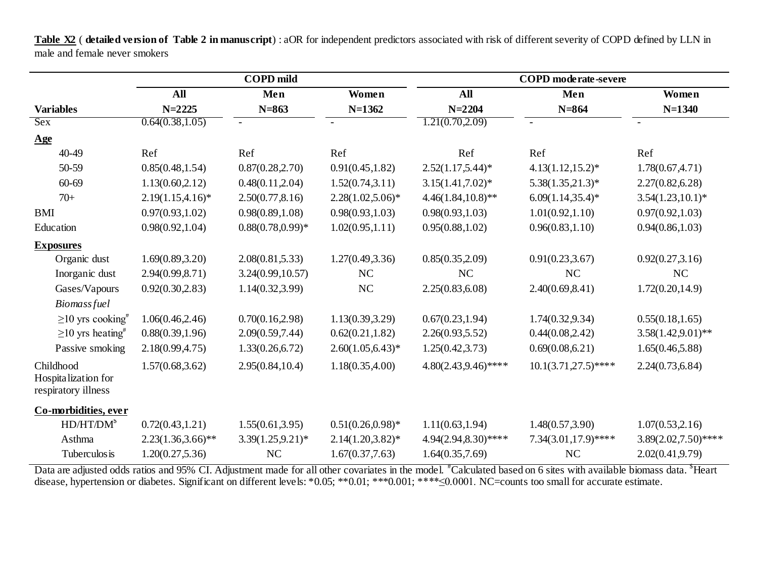**Table X2** ( **detailed version of Table 2 in manuscript**) : aOR for independent predictors associated with risk of different severity of COPD defined by LLN in male and female never smokers

| | COPD mild | | | COPD moderate-severe | | |
|---|---|---|---|---|---|---|
| | All | Men | Women | All | Men | Women |
| **Variables** | N=2225 | N=863 | N=1362 | N=2204 | N=864 | N=1340 |
| Sex | 0.64(0.38,1.05) | - | - | 1.21(0.70,2.09) | - | - |
| **Age** | | | | | | |
| 40-49 | Ref | Ref | Ref | Ref | Ref | Ref |
| 50-59 | 0.85(0.48,1.54) | 0.87(0.28,2.70) | 0.91(0.45,1.82) | 2.52(1.17,5.44)* | 4.13(1.12,15.2)* | 1.78(0.67,4.71) |
| 60-69 | 1.13(0.60,2.12) | 0.48(0.11,2.04) | 1.52(0.74,3.11) | 3.15(1.41,7.02)* | 5.38(1.35,21.3)* | 2.27(0.82,6.28) |
| 70+ | 2.19(1.15,4.16)* | 2.50(0.77,8.16) | 2.28(1.02,5.06)* | 4.46(1.84,10.8)** | 6.09(1.14,35.4)* | 3.54(1.23,10.1)* |
| BMI | 0.97(0.93,1.02) | 0.98(0.89,1.08) | 0.98(0.93,1.03) | 0.98(0.93,1.03) | 1.01(0.92,1.10) | 0.97(0.92,1.03) |
| Education | 0.98(0.92,1.04) | 0.88(0.78,0.99)* | 1.02(0.95,1.11) | 0.95(0.88,1.02) | 0.96(0.83,1.10) | 0.94(0.86,1.03) |
| **Exposures** | | | | | | |
| Organic dust | 1.69(0.89,3.20) | 2.08(0.81,5.33) | 1.27(0.49,3.36) | 0.85(0.35,2.09) | 0.91(0.23,3.67) | 0.92(0.27,3.16) |
| Inorganic dust | 2.94(0.99,8.71) | 3.24(0.99,10.57) | NC | NC | NC | NC |
| Gases/Vapours | 0.92(0.30,2.83) | 1.14(0.32,3.99) | NC | 2.25(0.83,6.08) | 2.40(0.69,8.41) | 1.72(0.20,14.9) |
| *Biomass fuel* | | | | | | |
| ≥10 yrs cooking[#] | 1.06(0.46,2.46) | 0.70(0.16,2.98) | 1.13(0.39,3.29) | 0.67(0.23,1.94) | 1.74(0.32,9.34) | 0.55(0.18,1.65) |
| ≥10 yrs heating[#] | 0.88(0.39,1.96) | 2.09(0.59,7.44) | 0.62(0.21,1.82) | 2.26(0.93,5.52) | 0.44(0.08,2.42) | 3.58(1.42,9.01)** |
| Passive smoking | 2.18(0.99,4.75) | 1.33(0.26,6.72) | 2.60(1.05,6.43)* | 1.25(0.42,3.73) | 0.69(0.08,6.21) | 1.65(0.46,5.88) |
| Childhood Hospitalization for respiratory illness | 1.57(0.68,3.62) | 2.95(0.84,10.4) | 1.18(0.35,4.00) | 4.80(2.43,9.46)**** | 10.1(3.71,27.5)**** | 2.24(0.73,6.84) |
| **Co-morbidities, ever** | | | | | | |
| HD/HT/DM[$] | 0.72(0.43,1.21) | 1.55(0.61,3.95) | 0.51(0.26,0.98)* | 1.11(0.63,1.94) | 1.48(0.57,3.90) | 1.07(0.53,2.16) |
| Asthma | 2.23(1.36,3.66)** | 3.39(1.25,9.21)* | 2.14(1.20,3.82)* | 4.94(2.94,8.30)**** | 7.34(3.01,17.9)**** | 3.89(2.02,7.50)**** |
| Tuberculosis | 1.20(0.27,5.36) | NC | 1.67(0.37,7.63) | 1.64(0.35,7.69) | NC | 2.02(0.41,9.79) |

Data are adjusted odds ratios and 95% CI. Adjustment made for all other covariates in the model. [#]Calculated based on 6 sites with available biomass data. [$]Heart disease, hypertension or diabetes. Significant on different levels: *0.05; **0.01; ***0.001; ****≤0.0001. NC=counts too small for accurate estimate.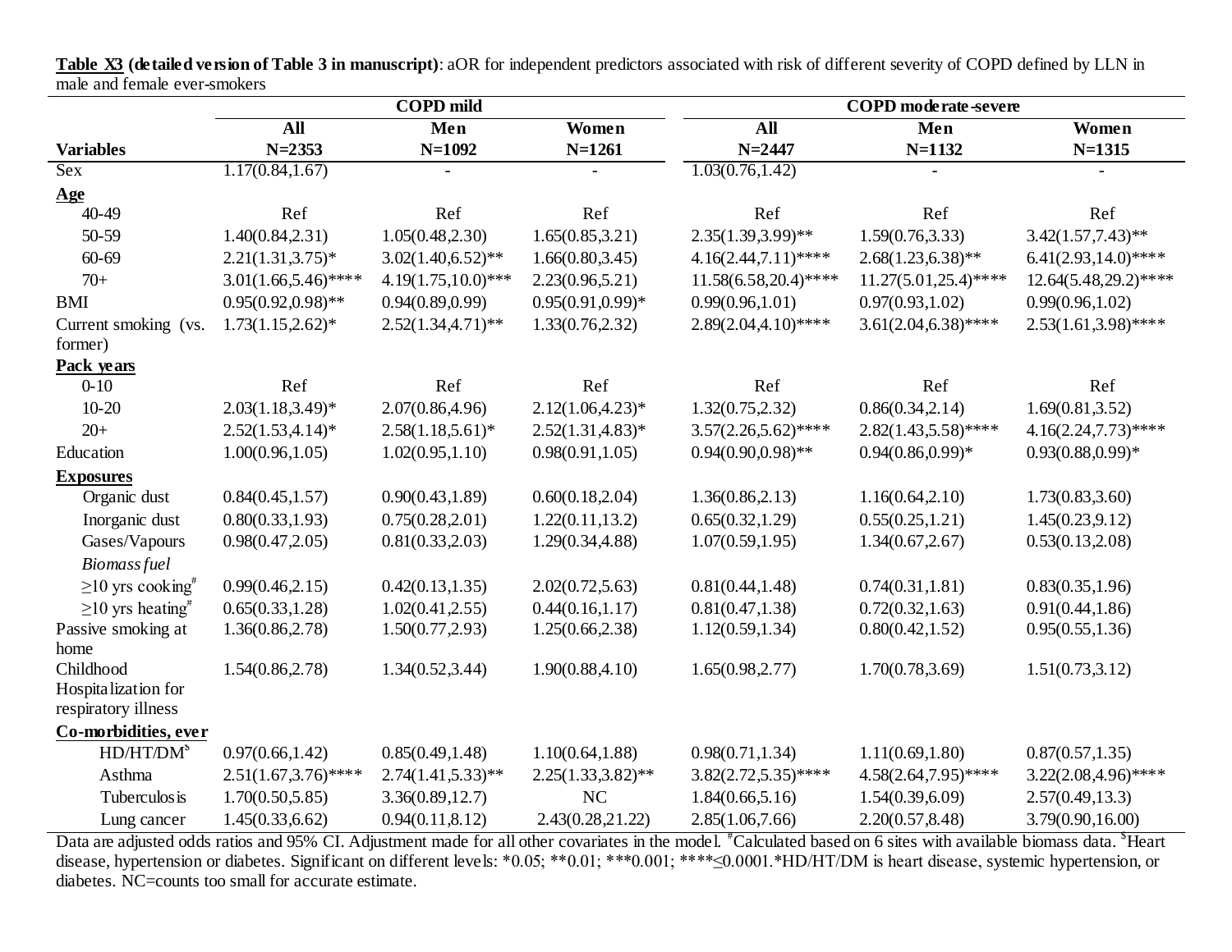**Table X3 (detailed version of Table 3 in manuscript)**: aOR for independent predictors associated with risk of different severity of COPD defined by LLN in male and female ever-smokers

| | COPD mild | | | COPD moderate-severe | | |
|---|---|---|---|---|---|---|
| **Variables** | **All N=2353** | **Men N=1092** | **Women N=1261** | **All N=2447** | **Men N=1132** | **Women N=1315** |
| Sex | 1.17(0.84,1.67) | - | - | 1.03(0.76,1.42) | - | - |
| **Age** | | | | | | |
| 40-49 | Ref | Ref | Ref | Ref | Ref | Ref |
| 50-59 | 1.40(0.84,2.31) | 1.05(0.48,2.30) | 1.65(0.85,3.21) | 2.35(1.39,3.99)** | 1.59(0.76,3.33) | 3.42(1.57,7.43)** |
| 60-69 | 2.21(1.31,3.75)* | 3.02(1.40,6.52)** | 1.66(0.80,3.45) | 4.16(2.44,7.11)**** | 2.68(1.23,6.38)** | 6.41(2.93,14.0)**** |
| 70+ | 3.01(1.66,5.46)**** | 4.19(1.75,10.0)*** | 2.23(0.96,5.21) | 11.58(6.58,20.4)**** | 11.27(5.01,25.4)**** | 12.64(5.48,29.2)**** |
| BMI | 0.95(0.92,0.98)** | 0.94(0.89,0.99) | 0.95(0.91,0.99)* | 0.99(0.96,1.01) | 0.97(0.93,1.02) | 0.99(0.96,1.02) |
| Current smoking (vs. former) | 1.73(1.15,2.62)* | 2.52(1.34,4.71)** | 1.33(0.76,2.32) | 2.89(2.04,4.10)**** | 3.61(2.04,6.38)**** | 2.53(1.61,3.98)**** |
| **Pack years** | | | | | | |
| 0-10 | Ref | Ref | Ref | Ref | Ref | Ref |
| 10-20 | 2.03(1.18,3.49)* | 2.07(0.86,4.96) | 2.12(1.06,4.23)* | 1.32(0.75,2.32) | 0.86(0.34,2.14) | 1.69(0.81,3.52) |
| 20+ | 2.52(1.53,4.14)* | 2.58(1.18,5.61)* | 2.52(1.31,4.83)* | 3.57(2.26,5.62)**** | 2.82(1.43,5.58)**** | 4.16(2.24,7.73)**** |
| Education | 1.00(0.96,1.05) | 1.02(0.95,1.10) | 0.98(0.91,1.05) | 0.94(0.90,0.98)** | 0.94(0.86,0.99)* | 0.93(0.88,0.99)* |
| **Exposures** | | | | | | |
| Organic dust | 0.84(0.45,1.57) | 0.90(0.43,1.89) | 0.60(0.18,2.04) | 1.36(0.86,2.13) | 1.16(0.64,2.10) | 1.73(0.83,3.60) |
| Inorganic dust | 0.80(0.33,1.93) | 0.75(0.28,2.01) | 1.22(0.11,13.2) | 0.65(0.32,1.29) | 0.55(0.25,1.21) | 1.45(0.23,9.12) |
| Gases/Vapours | 0.98(0.47,2.05) | 0.81(0.33,2.03) | 1.29(0.34,4.88) | 1.07(0.59,1.95) | 1.34(0.67,2.67) | 0.53(0.13,2.08) |
| *Biomass fuel* | | | | | | |
| ≥10 yrs cooking[#] | 0.99(0.46,2.15) | 0.42(0.13,1.35) | 2.02(0.72,5.63) | 0.81(0.44,1.48) | 0.74(0.31,1.81) | 0.83(0.35,1.96) |
| ≥10 yrs heating[#] | 0.65(0.33,1.28) | 1.02(0.41,2.55) | 0.44(0.16,1.17) | 0.81(0.47,1.38) | 0.72(0.32,1.63) | 0.91(0.44,1.86) |
| Passive smoking at home | 1.36(0.86,2.78) | 1.50(0.77,2.93) | 1.25(0.66,2.38) | 1.12(0.59,1.34) | 0.80(0.42,1.52) | 0.95(0.55,1.36) |
| Childhood Hospitalization for respiratory illness | 1.54(0.86,2.78) | 1.34(0.52,3.44) | 1.90(0.88,4.10) | 1.65(0.98,2.77) | 1.70(0.78,3.69) | 1.51(0.73,3.12) |
| **Co-morbidities, ever** | | | | | | |
| HD/HT/DM[$] | 0.97(0.66,1.42) | 0.85(0.49,1.48) | 1.10(0.64,1.88) | 0.98(0.71,1.34) | 1.11(0.69,1.80) | 0.87(0.57,1.35) |
| Asthma | 2.51(1.67,3.76)**** | 2.74(1.41,5.33)** | 2.25(1.33,3.82)** | 3.82(2.72,5.35)**** | 4.58(2.64,7.95)**** | 3.22(2.08,4.96)**** |
| Tuberculosis | 1.70(0.50,5.85) | 3.36(0.89,12.7) | NC | 1.84(0.66,5.16) | 1.54(0.39,6.09) | 2.57(0.49,13.3) |
| Lung cancer | 1.45(0.33,6.62) | 0.94(0.11,8.12) | 2.43(0.28,21.22) | 2.85(1.06,7.66) | 2.20(0.57,8.48) | 3.79(0.90,16.00) |

Data are adjusted odds ratios and 95% CI. Adjustment made for all other covariates in the model. [#]Calculated based on 6 sites with available biomass data. [$]Heart disease, hypertension or diabetes. Significant on different levels: *0.05; **0.01; ***0.001; ****≤0.0001.*HD/HT/DM is heart disease, systemic hypertension, or diabetes. NC=counts too small for accurate estimate.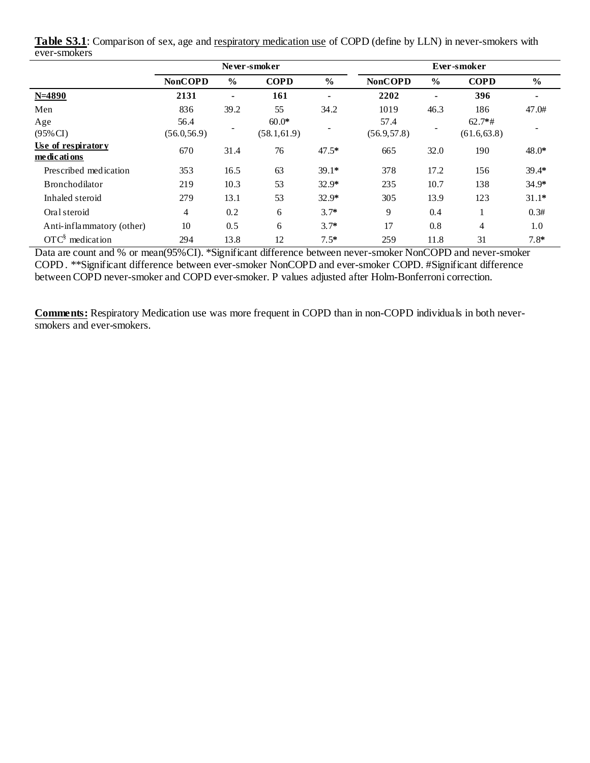**Table S3.1**: Comparison of sex, age and <u>respiratory medication use</u> of COPD (define by LLN) in never-smokers with ever-smokers

| | Never-smoker | | | | Ever-smoker | | | |
|---|---|---|---|---|---|---|---|---|
| | **NonCOPD** | **%** | **COPD** | **%** | **NonCOPD** | **%** | **COPD** | **%** |
| **<u>N=4890</u>** | **2131** | - | **161** | - | **2202** | - | **396** | - |
| Men | 836 | 39.2 | 55 | 34.2 | 1019 | 46.3 | 186 | 47.0# |
| Age (95%CI) | 56.4 (56.0,56.9) | - | 60.0* (58.1,61.9) | - | 57.4 (56.9,57.8) | - | 62.7*# (61.6,63.8) | - |
| **<u>Use of respiratory medications</u>** | 670 | 31.4 | 76 | 47.5* | 665 | 32.0 | 190 | 48.0* |
| Prescribed medication | 353 | 16.5 | 63 | 39.1* | 378 | 17.2 | 156 | 39.4* |
| Bronchodilator | 219 | 10.3 | 53 | 32.9* | 235 | 10.7 | 138 | 34.9* |
| Inhaled steroid | 279 | 13.1 | 53 | 32.9* | 305 | 13.9 | 123 | 31.1* |
| Oral steroid | 4 | 0.2 | 6 | 3.7* | 9 | 0.4 | 1 | 0.3# |
| Anti-inflammatory (other) | 10 | 0.5 | 6 | 3.7* | 17 | 0.8 | 4 | 1.0 |
| OTC[§] medication | 294 | 13.8 | 12 | 7.5* | 259 | 11.8 | 31 | 7.8* |

Data are count and % or mean(95%CI). *Significant difference between never-smoker NonCOPD and never-smoker COPD. **Significant difference between ever-smoker NonCOPD and ever-smoker COPD. #Significant difference between COPD never-smoker and COPD ever-smoker. P values adjusted after Holm-Bonferroni correction.

**<u>Comments:</u>** Respiratory Medication use was more frequent in COPD than in non-COPD individuals in both never-smokers and ever-smokers.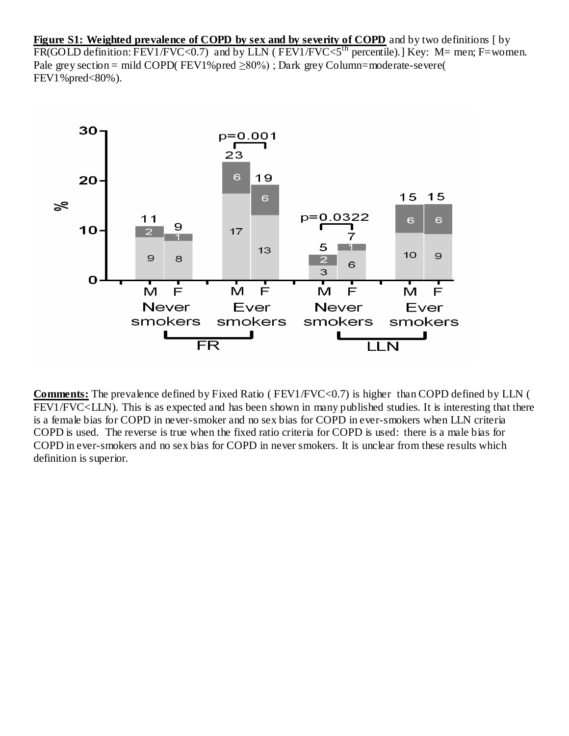**Figure S1: Weighted prevalence of COPD by sex and by severity of COPD** and by two definitions [ by FR(GOLD definition: FEV1/FVC<0.7) and by LLN ( FEV1/FVC<5[th] percentile).] Key: M= men; F=women. Pale grey section = mild COPD( FEV1%pred ≥80%) ; Dark grey Column=moderate-severe( FEV1%pred<80%).

**Comments:** The prevalence defined by Fixed Ratio ( FEV1/FVC<0.7) is higher than COPD defined by LLN ( FEV1/FVC<LLN). This is as expected and has been shown in many published studies. It is interesting that there is a female bias for COPD in never-smoker and no sex bias for COPD in ever-smokers when LLN criteria COPD is used. The reverse is true when the fixed ratio criteria for COPD is used: there is a male bias for COPD in ever-smokers and no sex bias for COPD in never smokers. It is unclear from these results which definition is superior.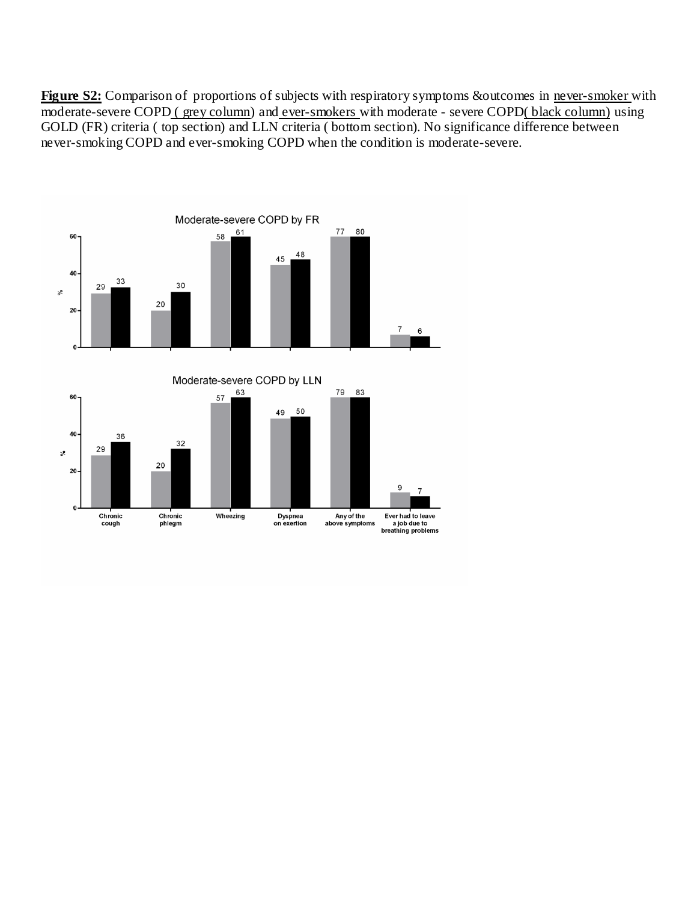**Figure S2:** Comparison of proportions of subjects with respiratory symptoms &outcomes in never-smoker with moderate-severe COPD ( grey column) and ever-smokers with moderate - severe COPD( black column) using GOLD (FR) criteria ( top section) and LLN criteria ( bottom section). No significance difference between never-smoking COPD and ever-smoking COPD when the condition is moderate-severe.

Moderate-severe COPD by FR

%

0
20
40
60

29 33
20 30
58 61
45 48
77 80
7 6

Moderate-severe COPD by LLN

%

0
20
40
60

29 36
20 32
57 63
49 50
79 83
9 7

Chronic cough
Chronic phlegm
Wheezing
Dyspnea on exertion
Any of the above symptoms
Ever had to leave a job due to breathing problems